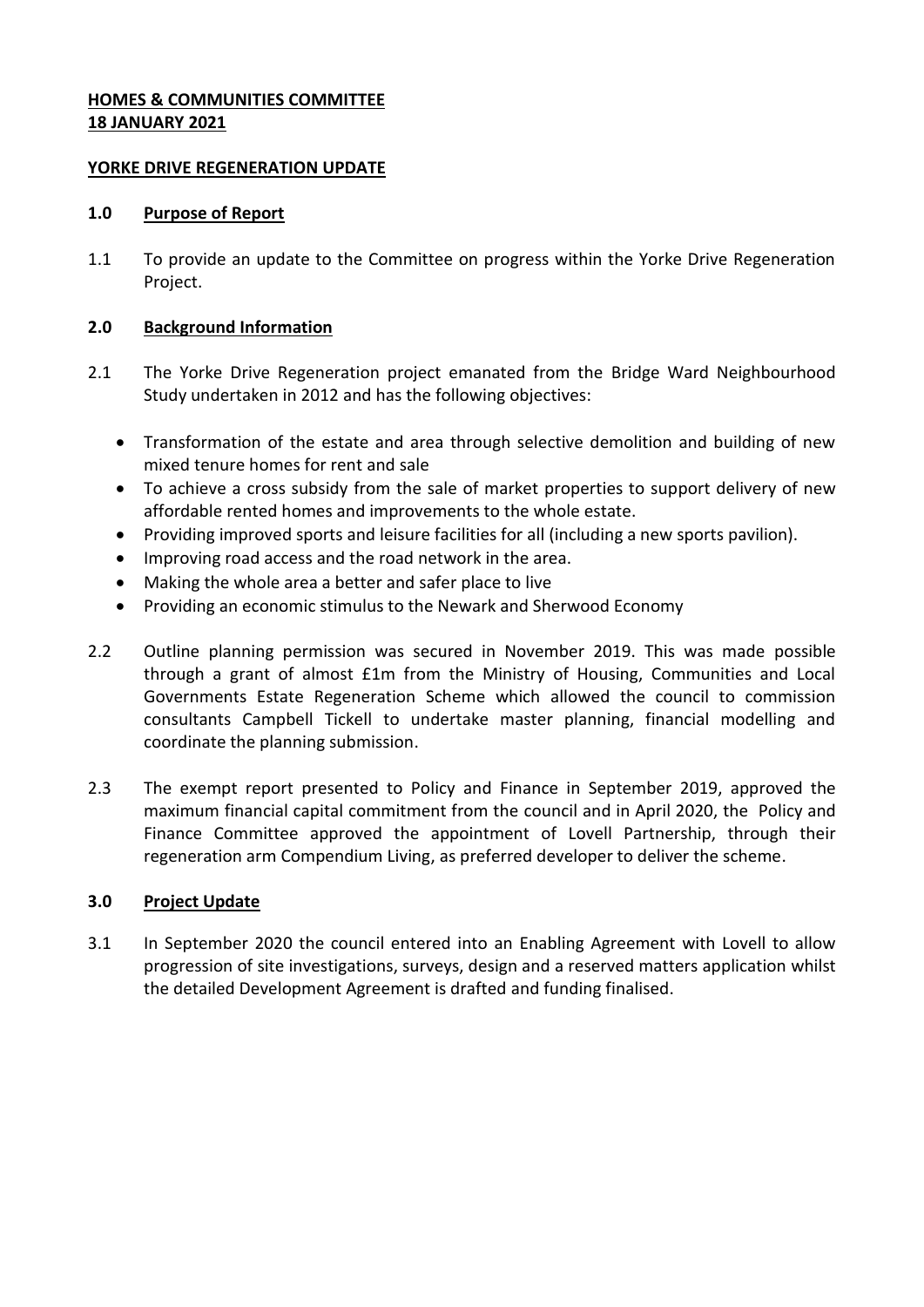**HOMES & COMMUNITIES COMMITTEE**
**18 JANUARY 2021**

**YORKE DRIVE REGENERATION UPDATE**

## 1.0 Purpose of Report

1.1 To provide an update to the Committee on progress within the Yorke Drive Regeneration Project.

## 2.0 Background Information

2.1 The Yorke Drive Regeneration project emanated from the Bridge Ward Neighbourhood Study undertaken in 2012 and has the following objectives:

- Transformation of the estate and area through selective demolition and building of new mixed tenure homes for rent and sale
- To achieve a cross subsidy from the sale of market properties to support delivery of new affordable rented homes and improvements to the whole estate.
- Providing improved sports and leisure facilities for all (including a new sports pavilion).
- Improving road access and the road network in the area.
- Making the whole area a better and safer place to live
- Providing an economic stimulus to the Newark and Sherwood Economy

2.2 Outline planning permission was secured in November 2019. This was made possible through a grant of almost £1m from the Ministry of Housing, Communities and Local Governments Estate Regeneration Scheme which allowed the council to commission consultants Campbell Tickell to undertake master planning, financial modelling and coordinate the planning submission.

2.3 The exempt report presented to Policy and Finance in September 2019, approved the maximum financial capital commitment from the council and in April 2020, the Policy and Finance Committee approved the appointment of Lovell Partnership, through their regeneration arm Compendium Living, as preferred developer to deliver the scheme.

## 3.0 Project Update

3.1 In September 2020 the council entered into an Enabling Agreement with Lovell to allow progression of site investigations, surveys, design and a reserved matters application whilst the detailed Development Agreement is drafted and funding finalised.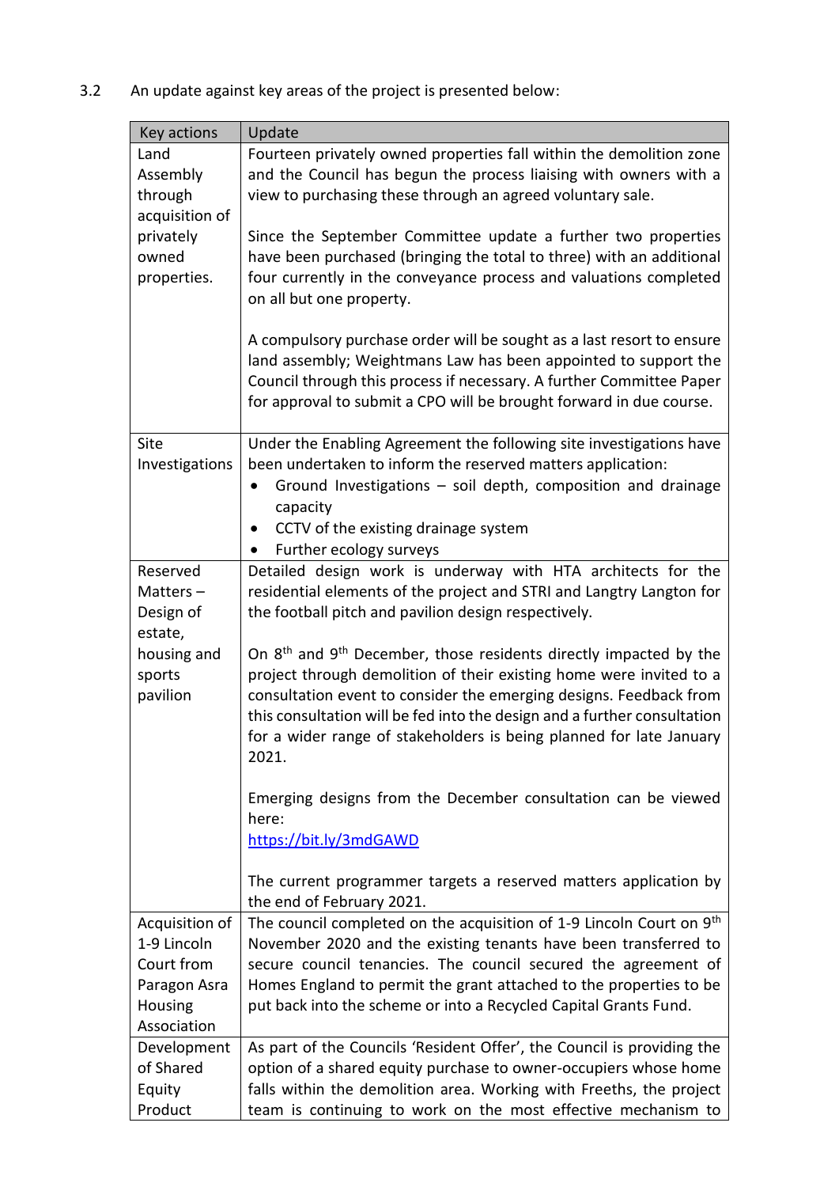3.2 An update against key areas of the project is presented below:

| Key actions | Update |
| --- | --- |
| Land Assembly through acquisition of privately owned properties. | Fourteen privately owned properties fall within the demolition zone and the Council has begun the process liaising with owners with a view to purchasing these through an agreed voluntary sale.<br><br>Since the September Committee update a further two properties have been purchased (bringing the total to three) with an additional four currently in the conveyance process and valuations completed on all but one property.<br><br>A compulsory purchase order will be sought as a last resort to ensure land assembly; Weightmans Law has been appointed to support the Council through this process if necessary. A further Committee Paper for approval to submit a CPO will be brought forward in due course. |
| Site Investigations | Under the Enabling Agreement the following site investigations have been undertaken to inform the reserved matters application:<br>• Ground Investigations – soil depth, composition and drainage capacity<br>• CCTV of the existing drainage system<br>• Further ecology surveys |
| Reserved Matters – Design of estate, housing and sports pavilion | Detailed design work is underway with HTA architects for the residential elements of the project and STRI and Langtry Langton for the football pitch and pavilion design respectively.<br><br>On 8th and 9th December, those residents directly impacted by the project through demolition of their existing home were invited to a consultation event to consider the emerging designs. Feedback from this consultation will be fed into the design and a further consultation for a wider range of stakeholders is being planned for late January 2021.<br><br>Emerging designs from the December consultation can be viewed here:<br>https://bit.ly/3mdGAWD<br><br>The current programmer targets a reserved matters application by the end of February 2021. |
| Acquisition of 1-9 Lincoln Court from Paragon Asra Housing Association | The council completed on the acquisition of 1-9 Lincoln Court on 9th November 2020 and the existing tenants have been transferred to secure council tenancies. The council secured the agreement of Homes England to permit the grant attached to the properties to be put back into the scheme or into a Recycled Capital Grants Fund. |
| Development of Shared Equity Product | As part of the Councils 'Resident Offer', the Council is providing the option of a shared equity purchase to owner-occupiers whose home falls within the demolition area. Working with Freeths, the project team is continuing to work on the most effective mechanism to |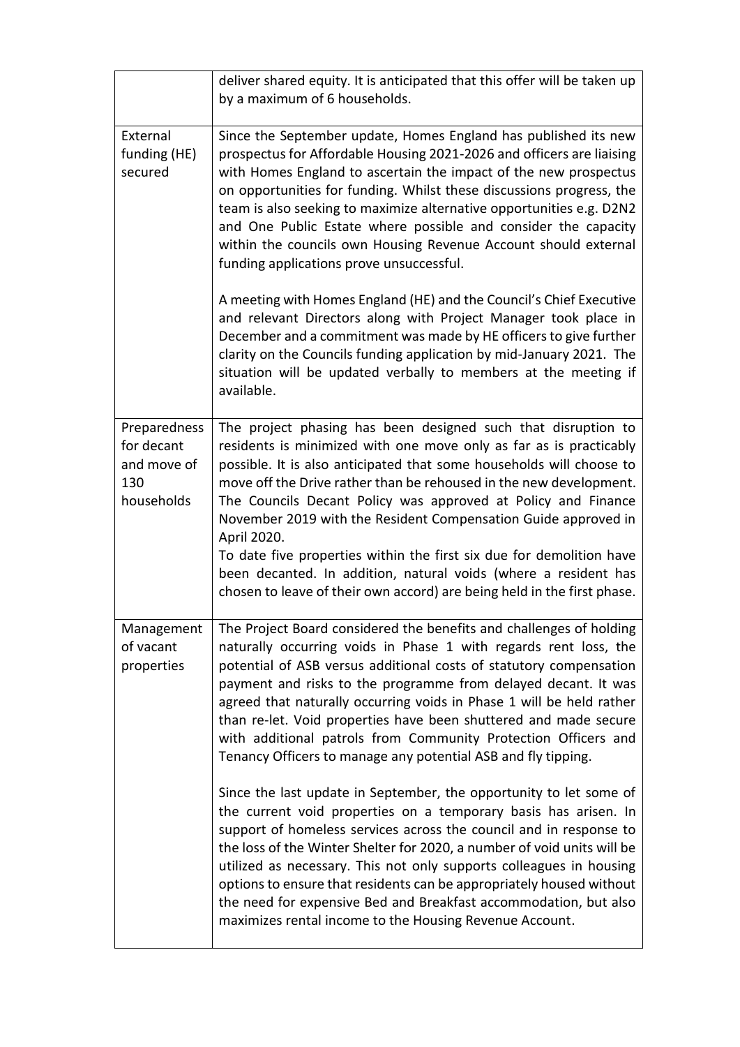| | |
|---|---|
| | deliver shared equity. It is anticipated that this offer will be taken up by a maximum of 6 households. |
| External funding (HE) secured | Since the September update, Homes England has published its new prospectus for Affordable Housing 2021-2026 and officers are liaising with Homes England to ascertain the impact of the new prospectus on opportunities for funding. Whilst these discussions progress, the team is also seeking to maximize alternative opportunities e.g. D2N2 and One Public Estate where possible and consider the capacity within the councils own Housing Revenue Account should external funding applications prove unsuccessful.<br><br>A meeting with Homes England (HE) and the Council's Chief Executive and relevant Directors along with Project Manager took place in December and a commitment was made by HE officers to give further clarity on the Councils funding application by mid-January 2021. The situation will be updated verbally to members at the meeting if available. |
| Preparedness for decant and move of 130 households | The project phasing has been designed such that disruption to residents is minimized with one move only as far as is practicably possible. It is also anticipated that some households will choose to move off the Drive rather than be rehoused in the new development. The Councils Decant Policy was approved at Policy and Finance November 2019 with the Resident Compensation Guide approved in April 2020.<br>To date five properties within the first six due for demolition have been decanted. In addition, natural voids (where a resident has chosen to leave of their own accord) are being held in the first phase. |
| Management of vacant properties | The Project Board considered the benefits and challenges of holding naturally occurring voids in Phase 1 with regards rent loss, the potential of ASB versus additional costs of statutory compensation payment and risks to the programme from delayed decant. It was agreed that naturally occurring voids in Phase 1 will be held rather than re-let. Void properties have been shuttered and made secure with additional patrols from Community Protection Officers and Tenancy Officers to manage any potential ASB and fly tipping.<br><br>Since the last update in September, the opportunity to let some of the current void properties on a temporary basis has arisen. In support of homeless services across the council and in response to the loss of the Winter Shelter for 2020, a number of void units will be utilized as necessary. This not only supports colleagues in housing options to ensure that residents can be appropriately housed without the need for expensive Bed and Breakfast accommodation, but also maximizes rental income to the Housing Revenue Account. |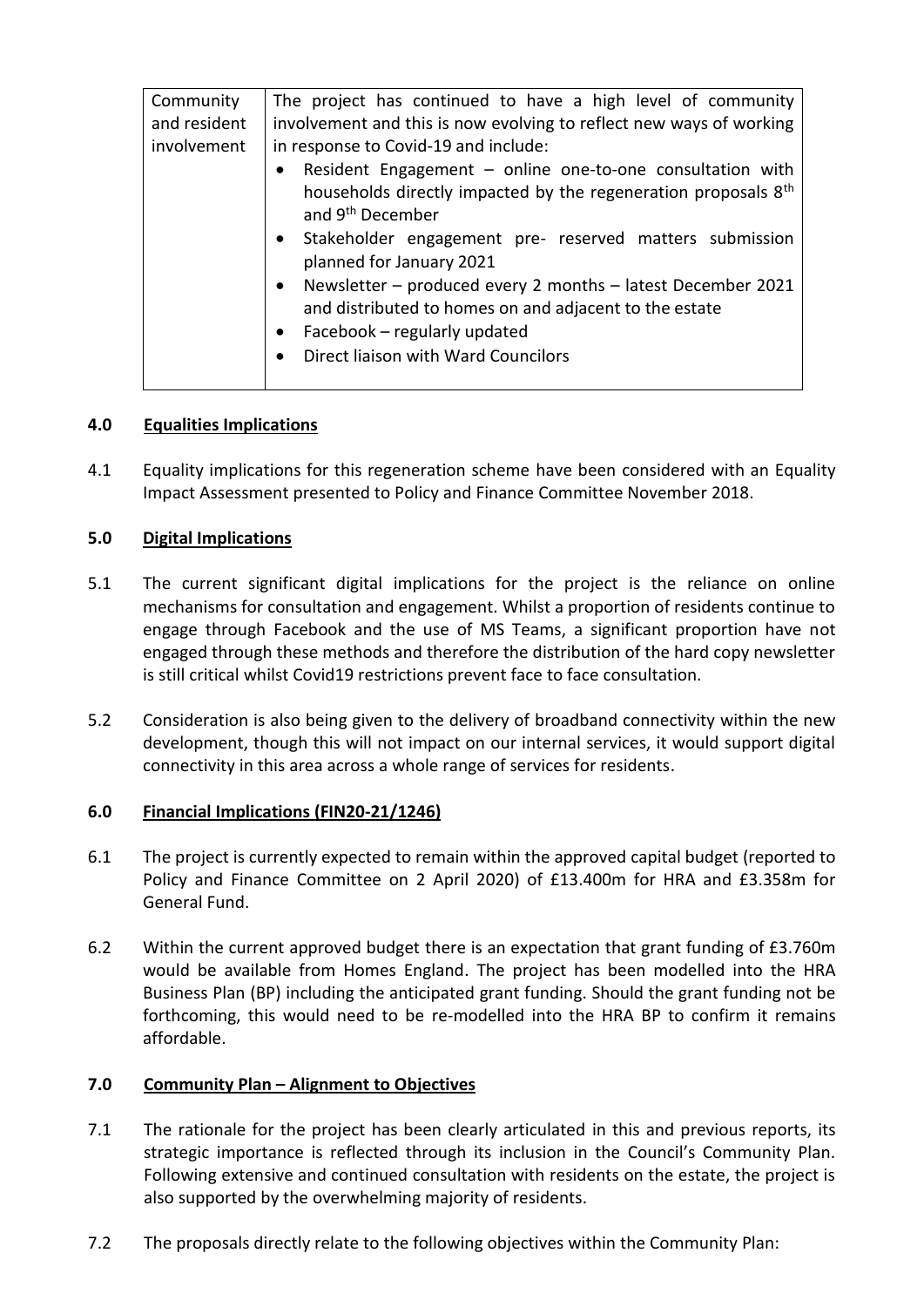| Community and resident involvement | The project has continued to have a high level of community involvement and this is now evolving to reflect new ways of working in response to Covid-19 and include:<br>• Resident Engagement – online one-to-one consultation with households directly impacted by the regeneration proposals 8th and 9th December<br>• Stakeholder engagement pre- reserved matters submission planned for January 2021<br>• Newsletter – produced every 2 months – latest December 2021 and distributed to homes on and adjacent to the estate<br>• Facebook – regularly updated<br>• Direct liaison with Ward Councilors |
|---|---|

## 4.0 Equalities Implications

4.1 Equality implications for this regeneration scheme have been considered with an Equality Impact Assessment presented to Policy and Finance Committee November 2018.

## 5.0 Digital Implications

5.1 The current significant digital implications for the project is the reliance on online mechanisms for consultation and engagement. Whilst a proportion of residents continue to engage through Facebook and the use of MS Teams, a significant proportion have not engaged through these methods and therefore the distribution of the hard copy newsletter is still critical whilst Covid19 restrictions prevent face to face consultation.

5.2 Consideration is also being given to the delivery of broadband connectivity within the new development, though this will not impact on our internal services, it would support digital connectivity in this area across a whole range of services for residents.

## 6.0 Financial Implications (FIN20-21/1246)

6.1 The project is currently expected to remain within the approved capital budget (reported to Policy and Finance Committee on 2 April 2020) of £13.400m for HRA and £3.358m for General Fund.

6.2 Within the current approved budget there is an expectation that grant funding of £3.760m would be available from Homes England. The project has been modelled into the HRA Business Plan (BP) including the anticipated grant funding. Should the grant funding not be forthcoming, this would need to be re-modelled into the HRA BP to confirm it remains affordable.

## 7.0 Community Plan – Alignment to Objectives

7.1 The rationale for the project has been clearly articulated in this and previous reports, its strategic importance is reflected through its inclusion in the Council's Community Plan. Following extensive and continued consultation with residents on the estate, the project is also supported by the overwhelming majority of residents.

7.2 The proposals directly relate to the following objectives within the Community Plan: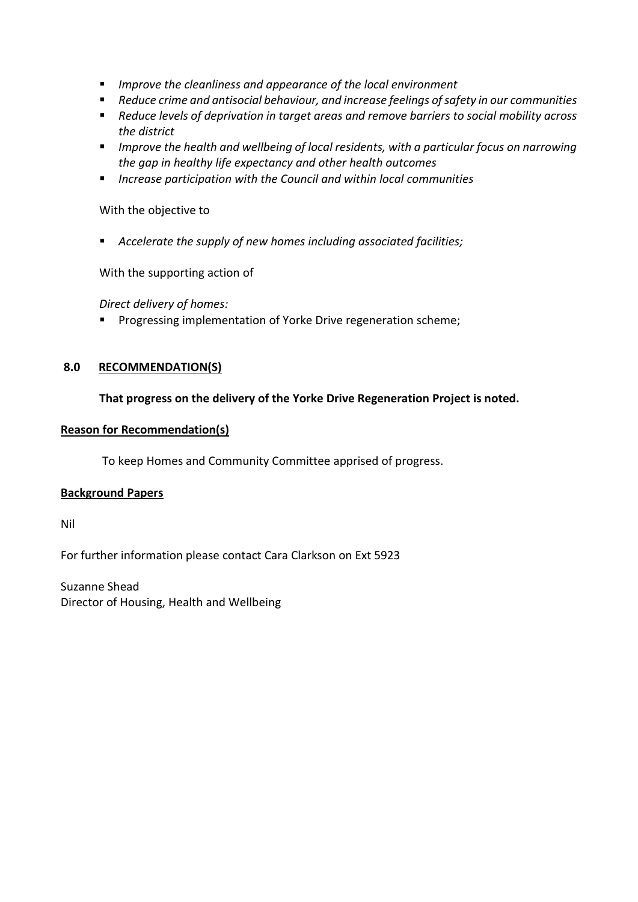- *Improve the cleanliness and appearance of the local environment*
- *Reduce crime and antisocial behaviour, and increase feelings of safety in our communities*
- *Reduce levels of deprivation in target areas and remove barriers to social mobility across the district*
- *Improve the health and wellbeing of local residents, with a particular focus on narrowing the gap in healthy life expectancy and other health outcomes*
- *Increase participation with the Council and within local communities*

With the objective to

- *Accelerate the supply of new homes including associated facilities;*

With the supporting action of

*Direct delivery of homes:*

- Progressing implementation of Yorke Drive regeneration scheme;

## 8.0 RECOMMENDATION(S)

**That progress on the delivery of the Yorke Drive Regeneration Project is noted.**

**Reason for Recommendation(s)**

To keep Homes and Community Committee apprised of progress.

**Background Papers**

Nil

For further information please contact Cara Clarkson on Ext 5923

Suzanne Shead
Director of Housing, Health and Wellbeing